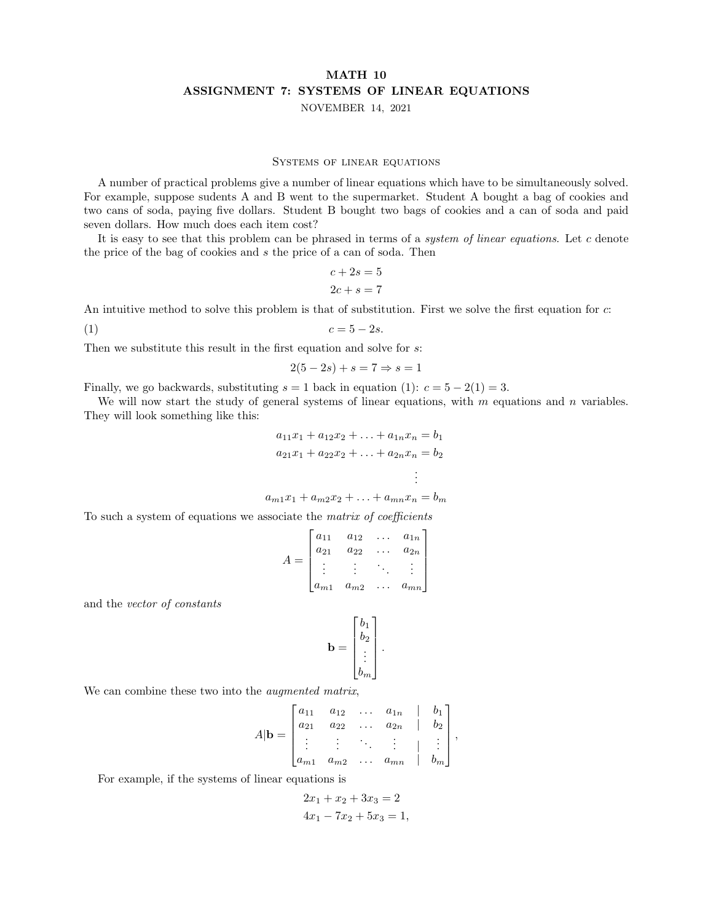# MATH 10
## ASSIGNMENT 7: SYSTEMS OF LINEAR EQUATIONS

NOVEMBER 14, 2021

### Systems of linear equations

A number of practical problems give a number of linear equations which have to be simultaneously solved. For example, suppose sudents A and B went to the supermarket. Student A bought a bag of cookies and two cans of soda, paying five dollars. Student B bought two bags of cookies and a can of soda and paid seven dollars. How much does each item cost?

It is easy to see that this problem can be phrased in terms of a *system of linear equations*. Let $c$ denote the price of the bag of cookies and $s$ the price of a can of soda. Then

$$c + 2s = 5$$
$$2c + s = 7$$

An intuitive method to solve this problem is that of substitution. First we solve the first equation for $c$:

$$c = 5 - 2s. \tag{1}$$

Then we substitute this result in the first equation and solve for $s$:

$$2(5 - 2s) + s = 7 \Rightarrow s = 1$$

Finally, we go backwards, substituting $s = 1$ back in equation (1): $c = 5 - 2(1) = 3$.

We will now start the study of general systems of linear equations, with $m$ equations and $n$ variables. They will look something like this:

$$\begin{aligned}
a_{11}x_1 + a_{12}x_2 + \ldots + a_{1n}x_n &= b_1 \\
a_{21}x_1 + a_{22}x_2 + \ldots + a_{2n}x_n &= b_2 \\
&\vdots \\
a_{m1}x_1 + a_{m2}x_2 + \ldots + a_{mn}x_n &= b_m
\end{aligned}$$

To such a system of equations we associate the *matrix of coefficients*

$$A = \begin{bmatrix} a_{11} & a_{12} & \ldots & a_{1n} \\ a_{21} & a_{22} & \ldots & a_{2n} \\ \vdots & \vdots & \ddots & \vdots \\ a_{m1} & a_{m2} & \ldots & a_{mn} \end{bmatrix}$$

and the *vector of constants*

$$\mathbf{b} = \begin{bmatrix} b_1 \\ b_2 \\ \vdots \\ b_m \end{bmatrix}.$$

We can combine these two into the *augmented matrix*,

$$A|\mathbf{b} = \begin{bmatrix} a_{11} & a_{12} & \ldots & a_{1n} & | & b_1 \\ a_{21} & a_{22} & \ldots & a_{2n} & | & b_2 \\ \vdots & \vdots & \ddots & \vdots & | & \vdots \\ a_{m1} & a_{m2} & \ldots & a_{mn} & | & b_m \end{bmatrix},$$

For example, if the systems of linear equations is

$$2x_1 + x_2 + 3x_3 = 2$$
$$4x_1 - 7x_2 + 5x_3 = 1,$$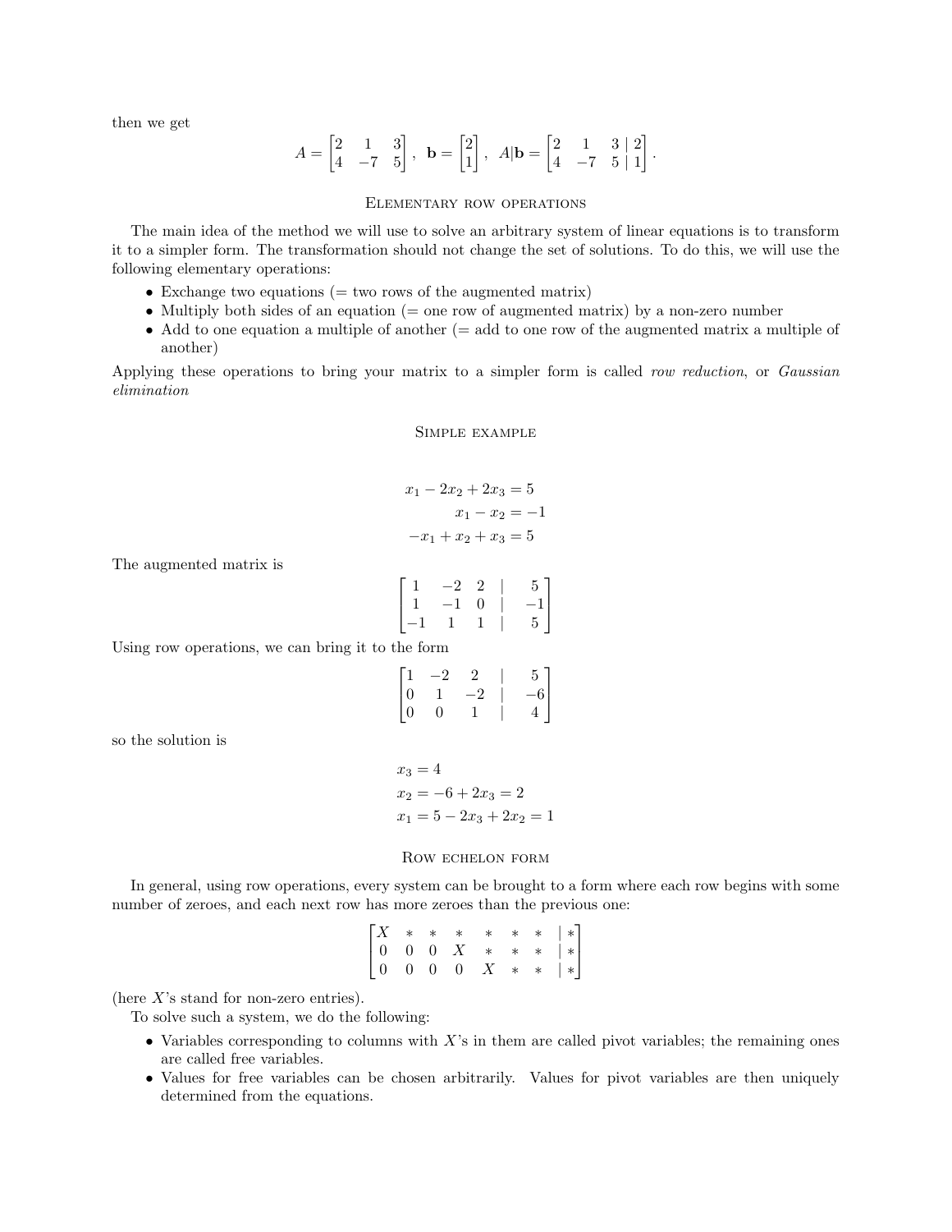then we get

$$A = \begin{bmatrix} 2 & 1 & 3 \\ 4 & -7 & 5 \end{bmatrix}, \quad \mathbf{b} = \begin{bmatrix} 2 \\ 1 \end{bmatrix}, \quad A|\mathbf{b} = \begin{bmatrix} 2 & 1 & 3 & | & 2 \\ 4 & -7 & 5 & | & 1 \end{bmatrix}.$$

### Elementary row operations

The main idea of the method we will use to solve an arbitrary system of linear equations is to transform it to a simpler form. The transformation should not change the set of solutions. To do this, we will use the following elementary operations:

- Exchange two equations (= two rows of the augmented matrix)
- Multiply both sides of an equation (= one row of augmented matrix) by a non-zero number
- Add to one equation a multiple of another (= add to one row of the augmented matrix a multiple of another)

Applying these operations to bring your matrix to a simpler form is called *row reduction*, or *Gaussian elimination*

### Simple example

$$\begin{aligned} x_1 - 2x_2 + 2x_3 &= 5 \\ x_1 - x_2 &= -1 \\ -x_1 + x_2 + x_3 &= 5 \end{aligned}$$

The augmented matrix is

$$\begin{bmatrix} 1 & -2 & 2 & | & 5 \\ 1 & -1 & 0 & | & -1 \\ -1 & 1 & 1 & | & 5 \end{bmatrix}$$

Using row operations, we can bring it to the form

$$\begin{bmatrix} 1 & -2 & 2 & | & 5 \\ 0 & 1 & -2 & | & -6 \\ 0 & 0 & 1 & | & 4 \end{bmatrix}$$

so the solution is

$$\begin{aligned} &x_3 = 4 \\ &x_2 = -6 + 2x_3 = 2 \\ &x_1 = 5 - 2x_3 + 2x_2 = 1 \end{aligned}$$

### Row echelon form

In general, using row operations, every system can be brought to a form where each row begins with some number of zeroes, and each next row has more zeroes than the previous one:

$$\begin{bmatrix} X & * & * & * & * & * & * & | & * \\ 0 & 0 & 0 & X & * & * & * & | & * \\ 0 & 0 & 0 & 0 & X & * & * & | & * \end{bmatrix}$$

(here $X$'s stand for non-zero entries).

To solve such a system, we do the following:

- Variables corresponding to columns with $X$'s in them are called pivot variables; the remaining ones are called free variables.
- Values for free variables can be chosen arbitrarily. Values for pivot variables are then uniquely determined from the equations.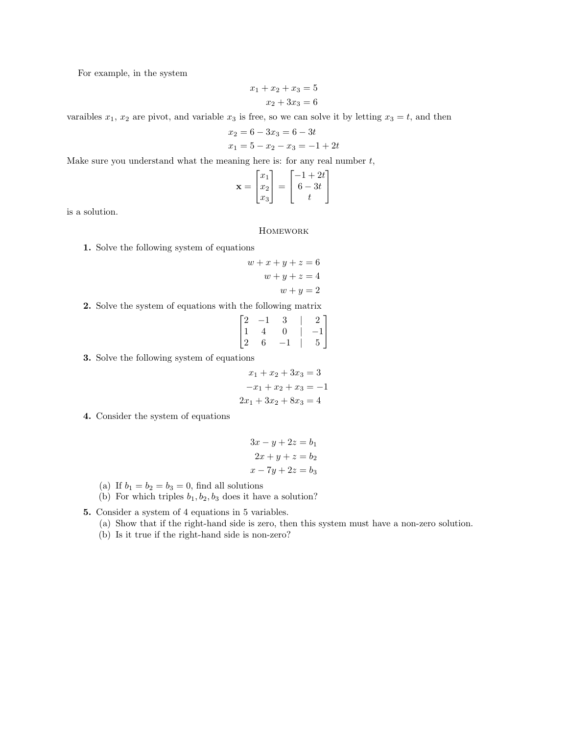For example, in the system

$$
\begin{aligned}
x_1 + x_2 + x_3 &= 5 \\
x_2 + 3x_3 &= 6
\end{aligned}
$$

varaibles $x_1$, $x_2$ are pivot, and variable $x_3$ is free, so we can solve it by letting $x_3 = t$, and then

$$
\begin{aligned}
x_2 &= 6 - 3x_3 = 6 - 3t \\
x_1 &= 5 - x_2 - x_3 = -1 + 2t
\end{aligned}
$$

Make sure you understand what the meaning here is: for any real number $t$,

$$
\mathbf{x} = \begin{bmatrix} x_1 \\ x_2 \\ x_3 \end{bmatrix} = \begin{bmatrix} -1 + 2t \\ 6 - 3t \\ t \end{bmatrix}
$$

is a solution.

## Homework

**1.** Solve the following system of equations

$$
\begin{aligned}
w + x + y + z &= 6 \\
w + y + z &= 4 \\
w + y &= 2
\end{aligned}
$$

**2.** Solve the system of equations with the following matrix

$$
\left[\begin{array}{ccc|c}
2 & -1 & 3 & 2 \\
1 & 4 & 0 & -1 \\
2 & 6 & -1 & 5
\end{array}\right]
$$

**3.** Solve the following system of equations

$$
\begin{aligned}
x_1 + x_2 + 3x_3 &= 3 \\
-x_1 + x_2 + x_3 &= -1 \\
2x_1 + 3x_2 + 8x_3 &= 4
\end{aligned}
$$

**4.** Consider the system of equations

$$
\begin{aligned}
3x - y + 2z &= b_1 \\
2x + y + z &= b_2 \\
x - 7y + 2z &= b_3
\end{aligned}
$$

(a) If $b_1 = b_2 = b_3 = 0$, find all solutions

(b) For which triples $b_1, b_2, b_3$ does it have a solution?

**5.** Consider a system of 4 equations in 5 variables.

(a) Show that if the right-hand side is zero, then this system must have a non-zero solution.

(b) Is it true if the right-hand side is non-zero?